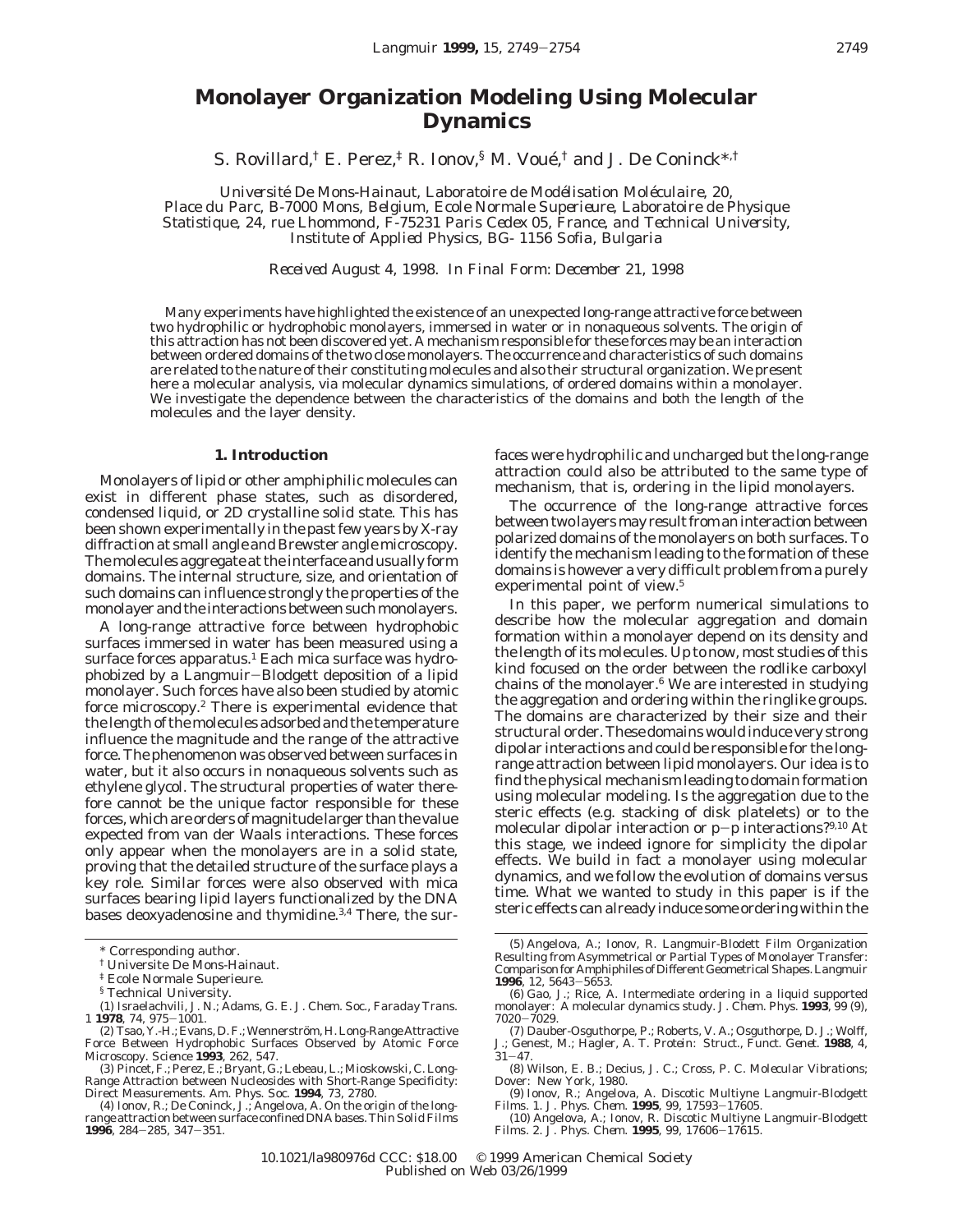# Monolayer Organization Modeling Using Molecular Dynamics

S. Rovillard,[†] E. Perez,[‡] R. Ionov,[§] M. Voué,[†] and J. De Coninck*,[†]

*Université De Mons-Hainaut, Laboratoire de Modélisation Moléculaire, 20, Place du Parc, B-7000 Mons, Belgium, Ecole Normale Superieure, Laboratoire de Physique Statistique, 24, rue Lhommond, F-75231 Paris Cedex 05, France, and Technical University, Institute of Applied Physics, BG- 1156 Sofia, Bulgaria*

*Received August 4, 1998. In Final Form: December 21, 1998*

Many experiments have highlighted the existence of an unexpected long-range attractive force between two hydrophilic or hydrophobic monolayers, immersed in water or in nonaqueous solvents. The origin of this attraction has not been discovered yet. A mechanism responsible for these forces may be an interaction between ordered domains of the two close monolayers. The occurrence and characteristics of such domains are related to the nature of their constituting molecules and also their structural organization. We present here a molecular analysis, via molecular dynamics simulations, of ordered domains within a monolayer. We investigate the dependence between the characteristics of the domains and both the length of the molecules and the layer density.

## 1. Introduction

Monolayers of lipid or other amphiphilic molecules can exist in different phase states, such as disordered, condensed liquid, or 2D crystalline solid state. This has been shown experimentally in the past few years by X-ray diffraction at small angle and Brewster angle microscopy. The molecules aggregate at the interface and usually form domains. The internal structure, size, and orientation of such domains can influence strongly the properties of the monolayer and the interactions between such monolayers.

A long-range attractive force between hydrophobic surfaces immersed in water has been measured using a surface forces apparatus.[1] Each mica surface was hydrophobized by a Langmuir–Blodgett deposition of a lipid monolayer. Such forces have also been studied by atomic force microscopy.[2] There is experimental evidence that the length of the molecules adsorbed and the temperature influence the magnitude and the range of the attractive force. The phenomenon was observed between surfaces in water, but it also occurs in nonaqueous solvents such as ethylene glycol. The structural properties of water therefore cannot be the unique factor responsible for these forces, which are orders of magnitude larger than the value expected from van der Waals interactions. These forces only appear when the monolayers are in a solid state, proving that the detailed structure of the surface plays a key role. Similar forces were also observed with mica surfaces bearing lipid layers functionalized by the DNA bases deoxyadenosine and thymidine.[3,4] There, the surfaces were hydrophilic and uncharged but the long-range attraction could also be attributed to the same type of mechanism, that is, ordering in the lipid monolayers.

The occurrence of the long-range attractive forces between two layers may result from an interaction between polarized domains of the monolayers on both surfaces. To identify the mechanism leading to the formation of these domains is however a very difficult problem from a purely experimental point of view.[5]

In this paper, we perform numerical simulations to describe how the molecular aggregation and domain formation within a monolayer depend on its density and the length of its molecules. Up to now, most studies of this kind focused on the order between the rodlike carboxyl chains of the monolayer.[6] We are interested in studying the aggregation and ordering within the ringlike groups. The domains are characterized by their size and their structural order. These domains would induce very strong dipolar interactions and could be responsible for the long-range attraction between lipid monolayers. Our idea is to find the physical mechanism leading to domain formation using molecular modeling. Is the aggregation due to the steric effects (e.g. stacking of disk platelets) or to the molecular dipolar interaction or p–p interactions?[9,10] At this stage, we indeed ignore for simplicity the dipolar effects. We build in fact a monolayer using molecular dynamics, and we follow the evolution of domains versus time. What we wanted to study in this paper is if the steric effects can already induce some ordering within the

---

\* Corresponding author.

† Universite De Mons-Hainaut.

‡ Ecole Normale Superieure.

§ Technical University.

(1) Israelachvili, J. N.; Adams, G. E. *J. Chem. Soc., Faraday Trans. 1* **1978**, 74, 975–1001.

(2) Tsao, Y.-H.; Evans, D. F.; Wennerström, H. Long-Range Attractive Force Between Hydrophobic Surfaces Observed by Atomic Force Microscopy. *Science* **1993**, 262, 547.

(3) Pincet, F.; Perez, E.; Bryant, G.; Lebeau, L.; Mioskowski, C. Long-Range Attraction between Nucleosides with Short-Range Specificity: Direct Measurements. *Am. Phys. Soc.* **1994**, 73, 2780.

(4) Ionov, R.; De Coninck, J.; Angelova, A. On the origin of the long-range attraction between surface confined DNA bases. *Thin Solid Films* **1996**, 284–285, 347–351.

(5) Angelova, A.; Ionov, R. Langmuir-Blodett Film Organization Resulting from Asymmetrical or Partial Types of Monolayer Transfer: Comparison for Amphiphiles of Different Geometrical Shapes. *Langmuir* **1996**, 12, 5643–5653.

(6) Gao, J.; Rice, A. Intermediate ordering in a liquid supported monolayer: A molecular dynamics study. *J. Chem. Phys.* **1993**, 99 (9), 7020–7029.

(7) Dauber-Osguthorpe, P.; Roberts, V. A.; Osguthorpe, D. J.; Wolff, J.; Genest, M.; Hagler, A. T. *Protein: Struct., Funct. Genet.* **1988**, 4, 31–47.

(8) Wilson, E. B.; Decius, J. C.; Cross, P. C. *Molecular Vibrations*; Dover: New York, 1980.

(9) Ionov, R.; Angelova, A. Discotic Multiyne Langmuir-Blodgett Films. 1. *J. Phys. Chem.* **1995**, 99, 17593–17605.

(10) Angelova, A.; Ionov, R. Discotic Multiyne Langmuir-Blodgett Films. 2. *J. Phys. Chem.* **1995**, 99, 17606–17615.

10.1021/la980976d CCC: $18.00 © 1999 American Chemical Society
Published on Web 03/26/1999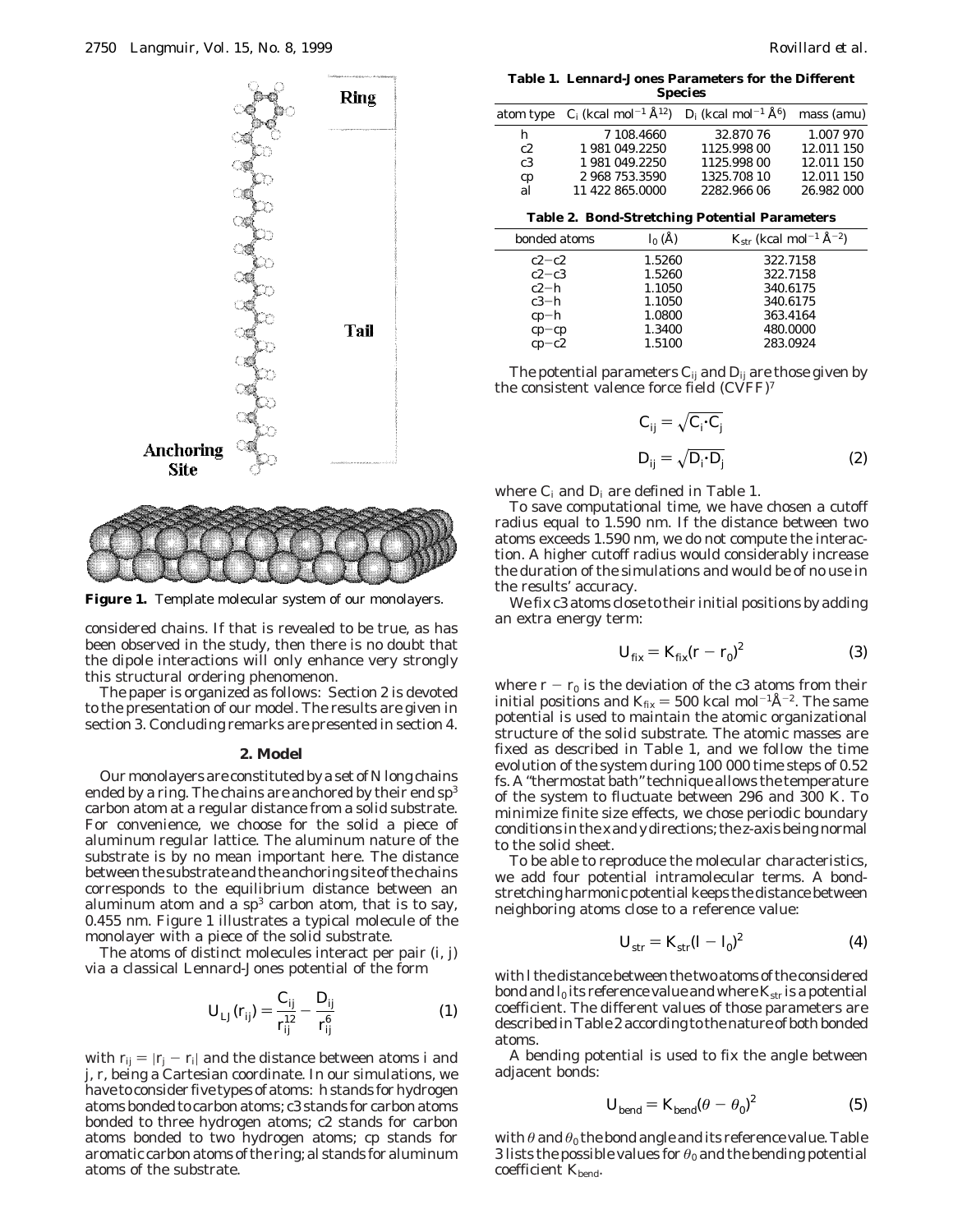**Figure 1.** Template molecular system of our monolayers.

considered chains. If that is revealed to be true, as has been observed in the study, then there is no doubt that the dipole interactions will only enhance very strongly this structural ordering phenomenon.

The paper is organized as follows: Section 2 is devoted to the presentation of our model. The results are given in section 3. Concluding remarks are presented in section 4.

## 2. Model

Our monolayers are constituted by a set of N long chains ended by a ring. The chains are anchored by their end $sp^3$ carbon atom at a regular distance from a solid substrate. For convenience, we choose for the solid a piece of aluminum regular lattice. The aluminum nature of the substrate is by no mean important here. The distance between the substrate and the anchoring site of the chains corresponds to the equilibrium distance between an aluminum atom and a $sp^3$ carbon atom, that is to say, 0.455 nm. Figure 1 illustrates a typical molecule of the monolayer with a piece of the solid substrate.

The atoms of distinct molecules interact per pair (i, j) via a classical Lennard-Jones potential of the form

$$U_{LJ}(r_{ij}) = \frac{C_{ij}}{r_{ij}^{12}} - \frac{D_{ij}}{r_{ij}^{6}} \quad (1)$$

with $r_{ij} = |r_j - r_i|$ and the distance between atoms i and j, r, being a Cartesian coordinate. In our simulations, we have to consider five types of atoms: h stands for hydrogen atoms bonded to carbon atoms; c3 stands for carbon atoms bonded to three hydrogen atoms; c2 stands for carbon atoms bonded to two hydrogen atoms; cp stands for aromatic carbon atoms of the ring; al stands for aluminum atoms of the substrate.

**Table 1. Lennard-Jones Parameters for the Different Species**

| atom type | $C_i$ (kcal mol$^{-1}$ Å$^{12}$) | $D_i$ (kcal mol$^{-1}$ Å$^6$) | mass (amu) |
|---|---|---|---|
| h | 7 108.4660 | 32.870 76 | 1.007 970 |
| c2 | 1 981 049.2250 | 1125.998 00 | 12.011 150 |
| c3 | 1 981 049.2250 | 1125.998 00 | 12.011 150 |
| cp | 2 968 753.3590 | 1325.708 10 | 12.011 150 |
| al | 11 422 865.0000 | 2282.966 06 | 26.982 000 |

**Table 2. Bond-Stretching Potential Parameters**

| bonded atoms | $l_0$ (Å) | $K_{str}$ (kcal mol$^{-1}$ Å$^{-2}$) |
|---|---|---|
| c2−c2 | 1.5260 | 322.7158 |
| c2−c3 | 1.5260 | 322.7158 |
| c2−h | 1.1050 | 340.6175 |
| c3−h | 1.1050 | 340.6175 |
| cp−h | 1.0800 | 363.4164 |
| cp−cp | 1.3400 | 480.0000 |
| cp−c2 | 1.5100 | 283.0924 |

The potential parameters $C_{ij}$ and $D_{ij}$ are those given by the consistent valence force field (CVFF)[7]

$$C_{ij} = \sqrt{C_i \cdot C_j}$$
$$D_{ij} = \sqrt{D_i \cdot D_j} \quad (2)$$

where $C_i$ and $D_i$ are defined in Table 1.

To save computational time, we have chosen a cutoff radius equal to 1.590 nm. If the distance between two atoms exceeds 1.590 nm, we do not compute the interaction. A higher cutoff radius would considerably increase the duration of the simulations and would be of no use in the results' accuracy.

We fix c3 atoms close to their initial positions by adding an extra energy term:

$$U_{fix} = K_{fix}(r - r_0)^2 \quad (3)$$

where $r - r_0$ is the deviation of the c3 atoms from their initial positions and $K_{fix} = 500$ kcal mol$^{-1}$Å$^{-2}$. The same potential is used to maintain the atomic organizational structure of the solid substrate. The atomic masses are fixed as described in Table 1, and we follow the time evolution of the system during 100 000 time steps of 0.52 fs. A "thermostat bath" technique allows the temperature of the system to fluctuate between 296 and 300 K. To minimize finite size effects, we chose periodic boundary conditions in the x and y directions; the z-axis being normal to the solid sheet.

To be able to reproduce the molecular characteristics, we add four potential intramolecular terms. A bond-stretching harmonic potential keeps the distance between neighboring atoms close to a reference value:

$$U_{str} = K_{str}(l - l_0)^2 \quad (4)$$

with $l$ the distance between the two atoms of the considered bond and $l_0$ its reference value and where $K_{str}$ is a potential coefficient. The different values of those parameters are described in Table 2 according to the nature of both bonded atoms.

A bending potential is used to fix the angle between adjacent bonds:

$$U_{bend} = K_{bend}(\theta - \theta_0)^2 \quad (5)$$

with $\theta$ and $\theta_0$ the bond angle and its reference value. Table 3 lists the possible values for $\theta_0$ and the bending potential coefficient $K_{bend}$.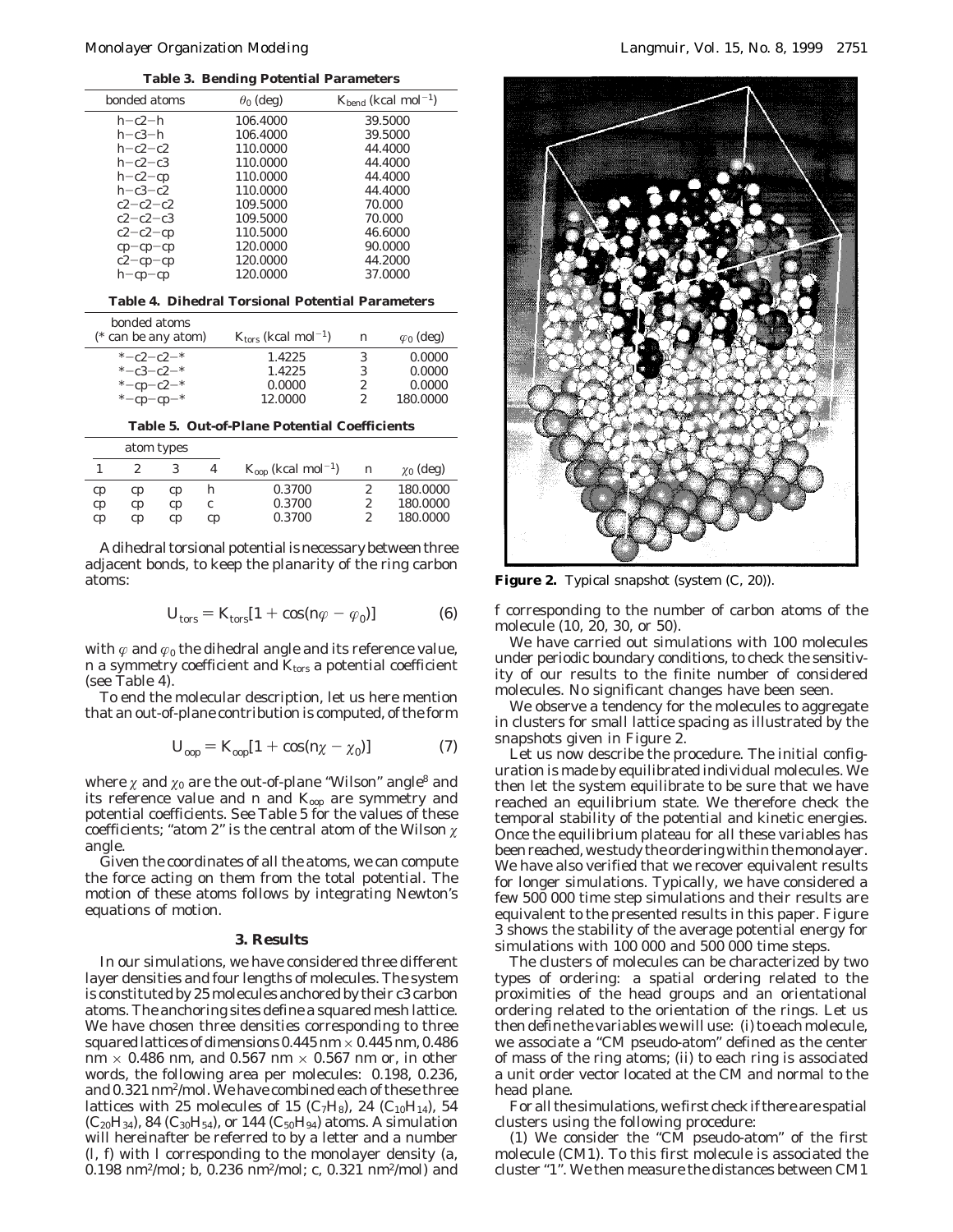**Table 3. Bending Potential Parameters**

| bonded atoms | $\theta_0$ (deg) | $K_{bend}$ (kcal mol$^{-1}$) |
|---|---|---|
| h−c2−h | 106.4000 | 39.5000 |
| h−c3−h | 106.4000 | 39.5000 |
| h−c2−c2 | 110.0000 | 44.4000 |
| h−c2−c3 | 110.0000 | 44.4000 |
| h−c2−cp | 110.0000 | 44.4000 |
| h−c3−c2 | 110.0000 | 44.4000 |
| c2−c2−c2 | 109.5000 | 70.000 |
| c2−c2−c3 | 109.5000 | 70.000 |
| c2−c2−cp | 110.5000 | 46.6000 |
| cp−cp−cp | 120.0000 | 90.0000 |
| c2−cp−cp | 120.0000 | 44.2000 |
| h−cp−cp | 120.0000 | 37.0000 |

**Table 4. Dihedral Torsional Potential Parameters**

| bonded atoms (* can be any atom) | $K_{tors}$ (kcal mol$^{-1}$) | n | $\varphi_0$ (deg) |
|---|---|---|---|
| *−c2−c2−* | 1.4225 | 3 | 0.0000 |
| *−c3−c2−* | 1.4225 | 3 | 0.0000 |
| *−cp−c2−* | 0.0000 | 2 | 0.0000 |
| *−cp−cp−* | 12.0000 | 2 | 180.0000 |

**Table 5. Out-of-Plane Potential Coefficients**

| atom types | | | | | | |
|---|---|---|---|---|---|---|
| 1 | 2 | 3 | 4 | $K_{oop}$ (kcal mol$^{-1}$) | n | $\chi_0$ (deg) |
| cp | cp | cp | h | 0.3700 | 2 | 180.0000 |
| cp | cp | cp | c | 0.3700 | 2 | 180.0000 |
| cp | cp | cp | cp | 0.3700 | 2 | 180.0000 |

A dihedral torsional potential is necessary between three adjacent bonds, to keep the planarity of the ring carbon atoms:

$$U_{tors} = K_{tors}[1 + \cos(n\varphi - \varphi_0)] \tag{6}$$

with $\varphi$ and $\varphi_0$ the dihedral angle and its reference value, $n$ a symmetry coefficient and $K_{tors}$ a potential coefficient (see Table 4).

To end the molecular description, let us here mention that an out-of-plane contribution is computed, of the form

$$U_{oop} = K_{oop}[1 + \cos(n\chi - \chi_0)] \tag{7}$$

where $\chi$ and $\chi_0$ are the out-of-plane "Wilson" angle[8] and its reference value and $n$ and $K_{oop}$ are symmetry and potential coefficients. See Table 5 for the values of these coefficients; "atom 2" is the central atom of the Wilson $\chi$ angle.

Given the coordinates of all the atoms, we can compute the force acting on them from the total potential. The motion of these atoms follows by integrating Newton's equations of motion.

## 3. Results

In our simulations, we have considered three different layer densities and four lengths of molecules. The system is constituted by 25 molecules anchored by their c3 carbon atoms. The anchoring sites define a squared mesh lattice. We have chosen three densities corresponding to three squared lattices of dimensions 0.445 nm × 0.445 nm, 0.486 nm × 0.486 nm, and 0.567 nm × 0.567 nm or, in other words, the following area per molecules: 0.198, 0.236, and 0.321 nm$^2$/mol. We have combined each of these three lattices with 25 molecules of 15 ($C_7H_8$), 24 ($C_{10}H_{14}$), 54 ($C_{20}H_{34}$), 84 ($C_{30}H_{54}$), or 144 ($C_{50}H_{94}$) atoms. A simulation will hereinafter be referred to by a letter and a number (l, f) with l corresponding to the monolayer density (a, 0.198 nm$^2$/mol; b, 0.236 nm$^2$/mol; c, 0.321 nm$^2$/mol) and f corresponding to the number of carbon atoms of the molecule (10, 20, 30, or 50).

We have carried out simulations with 100 molecules under periodic boundary conditions, to check the sensitivity of our results to the finite number of considered molecules. No significant changes have been seen.

We observe a tendency for the molecules to aggregate in clusters for small lattice spacing as illustrated by the snapshots given in Figure 2.

**Figure 2.** Typical snapshot (system (C, 20)).

Let us now describe the procedure. The initial configuration is made by equilibrated individual molecules. We then let the system equilibrate to be sure that we have reached an equilibrium state. We therefore check the temporal stability of the potential and kinetic energies. Once the equilibrium plateau for all these variables has been reached, we study the ordering within the monolayer. We have also verified that we recover equivalent results for longer simulations. Typically, we have considered a few 500 000 time step simulations and their results are equivalent to the presented results in this paper. Figure 3 shows the stability of the average potential energy for simulations with 100 000 and 500 000 time steps.

The clusters of molecules can be characterized by two types of ordering: a spatial ordering related to the proximities of the head groups and an orientational ordering related to the orientation of the rings. Let us then define the variables we will use: (i) to each molecule, we associate a "CM pseudo-atom" defined as the center of mass of the ring atoms; (ii) to each ring is associated a unit order vector located at the CM and normal to the head plane.

For all the simulations, we first check if there are spatial clusters using the following procedure:

(1) We consider the "CM pseudo-atom" of the first molecule (CM1). To this first molecule is associated the cluster "1". We then measure the distances between CM1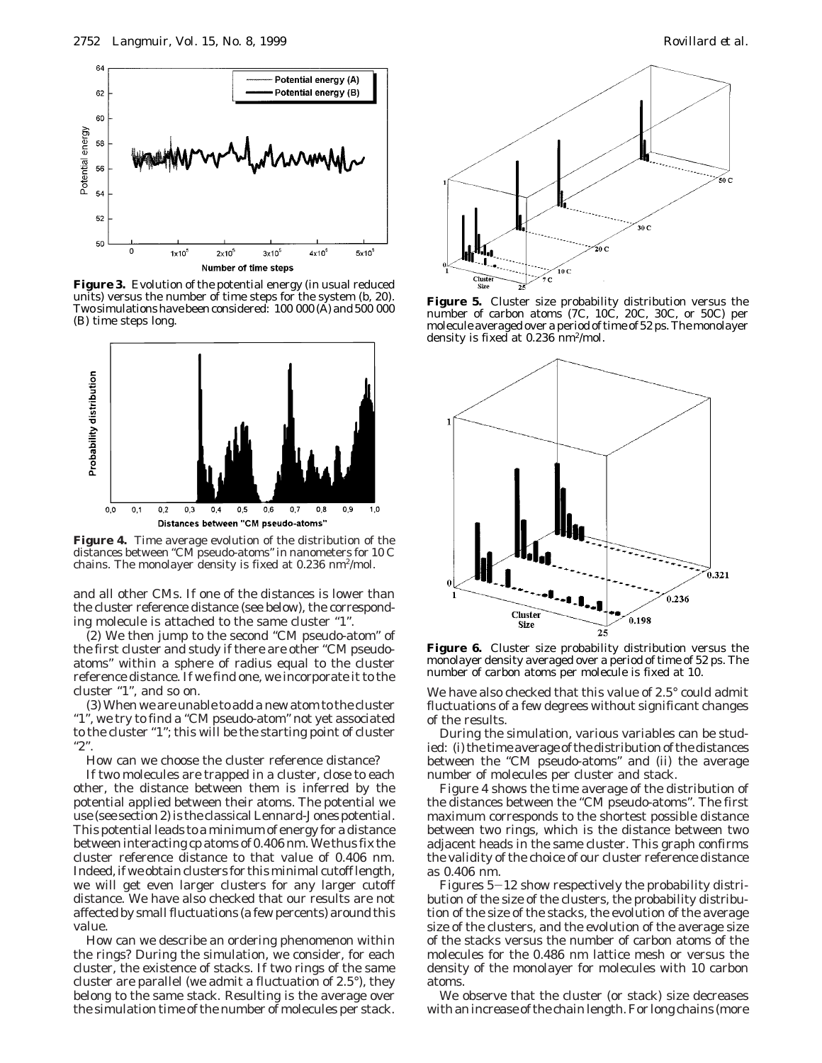**Figure 3.** Evolution of the potential energy (in usual reduced units) versus the number of time steps for the system (b, 20). Two simulations have been considered: 100 000 (A) and 500 000 (B) time steps long.

**Figure 4.** Time average evolution of the distribution of the distances between "CM pseudo-atoms" in nanometers for 10 C chains. The monolayer density is fixed at 0.236 $nm^2$/mol.

and all other CMs. If one of the distances is lower than the cluster reference distance (see below), the corresponding molecule is attached to the same cluster "1".

(2) We then jump to the second "CM pseudo-atom" of the first cluster and study if there are other "CM pseudo-atoms" within a sphere of radius equal to the cluster reference distance. If we find one, we incorporate it to the cluster "1", and so on.

(3) When we are unable to add a new atom to the cluster "1", we try to find a "CM pseudo-atom" not yet associated to the cluster "1"; this will be the starting point of cluster "2".

How can we choose the cluster reference distance?

If two molecules are trapped in a cluster, close to each other, the distance between them is inferred by the potential applied between their atoms. The potential we use (see section 2) is the classical Lennard-Jones potential. This potential leads to a minimum of energy for a distance between interacting cp atoms of 0.406 nm. We thus fix the cluster reference distance to that value of 0.406 nm. Indeed, if we obtain clusters for this minimal cutoff length, we will get even larger clusters for any larger cutoff distance. We have also checked that our results are not affected by small fluctuations (a few percents) around this value.

How can we describe an ordering phenomenon within the rings? During the simulation, we consider, for each cluster, the existence of stacks. If two rings of the same cluster are parallel (we admit a fluctuation of 2.5°), they belong to the same stack. Resulting is the average over the simulation time of the number of molecules per stack.

**Figure 5.** Cluster size probability distribution versus the number of carbon atoms (7C, 10C, 20C, 30C, or 50C) per molecule averaged over a period of time of 52 ps. The monolayer density is fixed at 0.236 $nm^2$/mol.

**Figure 6.** Cluster size probability distribution versus the monolayer density averaged over a period of time of 52 ps. The number of carbon atoms per molecule is fixed at 10.

We have also checked that this value of 2.5° could admit fluctuations of a few degrees without significant changes of the results.

During the simulation, various variables can be studied: (i) the time average of the distribution of the distances between the "CM pseudo-atoms" and (ii) the average number of molecules per cluster and stack.

Figure 4 shows the time average of the distribution of the distances between the "CM pseudo-atoms". The first maximum corresponds to the shortest possible distance between two rings, which is the distance between two adjacent heads in the same cluster. This graph confirms the validity of the choice of our cluster reference distance as 0.406 nm.

Figures 5–12 show respectively the probability distribution of the size of the clusters, the probability distribution of the size of the stacks, the evolution of the average size of the clusters, and the evolution of the average size of the stacks versus the number of carbon atoms of the molecules for the 0.486 nm lattice mesh or versus the density of the monolayer for molecules with 10 carbon atoms.

We observe that the cluster (or stack) size decreases with an increase of the chain length. For long chains (more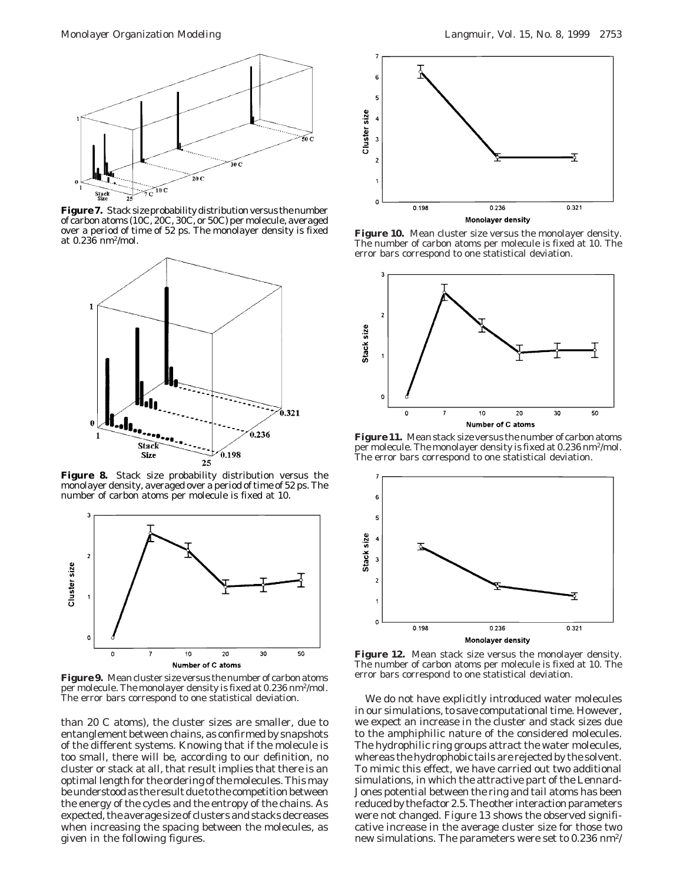**Figure 7.** Stack size probability distribution versus the number of carbon atoms (10C, 20C, 30C, or 50C) per molecule, averaged over a period of time of 52 ps. The monolayer density is fixed at 0.236 nm$^2$/mol.

**Figure 8.** Stack size probability distribution versus the monolayer density, averaged over a period of time of 52 ps. The number of carbon atoms per molecule is fixed at 10.

**Figure 9.** Mean cluster size versus the number of carbon atoms per molecule. The monolayer density is fixed at 0.236 nm$^2$/mol. The error bars correspond to one statistical deviation.

than 20 C atoms), the cluster sizes are smaller, due to entanglement between chains, as confirmed by snapshots of the different systems. Knowing that if the molecule is too small, there will be, according to our definition, no cluster or stack at all, that result implies that there is an optimal length for the ordering of the molecules. This may be understood as the result due to the competition between the energy of the cycles and the entropy of the chains. As expected, the average size of clusters and stacks decreases when increasing the spacing between the molecules, as given in the following figures.

**Figure 10.** Mean cluster size versus the monolayer density. The number of carbon atoms per molecule is fixed at 10. The error bars correspond to one statistical deviation.

**Figure 11.** Mean stack size versus the number of carbon atoms per molecule. The monolayer density is fixed at 0.236 nm$^2$/mol. The error bars correspond to one statistical deviation.

**Figure 12.** Mean stack size versus the monolayer density. The number of carbon atoms per molecule is fixed at 10. The error bars correspond to one statistical deviation.

We do not have explicitly introduced water molecules in our simulations, to save computational time. However, we expect an increase in the cluster and stack sizes due to the amphiphilic nature of the considered molecules. The hydrophilic ring groups attract the water molecules, whereas the hydrophobic tails are rejected by the solvent. To mimic this effect, we have carried out two additional simulations, in which the attractive part of the Lennard-Jones potential between the ring and tail atoms has been reduced by the factor 2.5. The other interaction parameters were not changed. Figure 13 shows the observed significative increase in the average cluster size for those two new simulations. The parameters were set to 0.236 nm$^2$/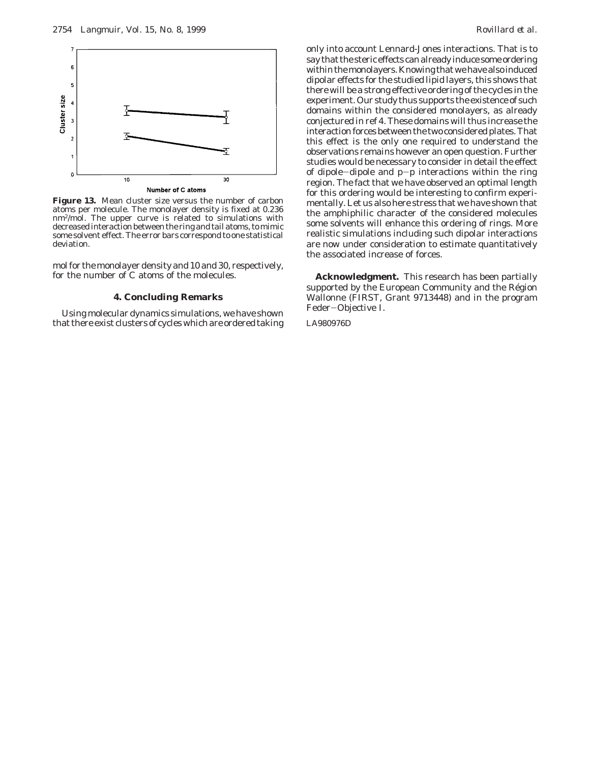Cluster size

7
6
5
4
3
2
1
0

10
30

Number of C atoms

**Figure 13.** Mean cluster size versus the number of carbon atoms per molecule. The monolayer density is fixed at 0.236 $nm^2$/mol. The upper curve is related to simulations with decreased interaction between the ring and tail atoms, to mimic some solvent effect. The error bars correspond to one statistical deviation.

mol for the monolayer density and 10 and 30, respectively, for the number of C atoms of the molecules.

## 4. Concluding Remarks

Using molecular dynamics simulations, we have shown that there exist clusters of cycles which are ordered taking only into account Lennard-Jones interactions. That is to say that the steric effects can already induce some ordering within the monolayers. Knowing that we have also induced dipolar effects for the studied lipid layers, this shows that there will be a strong effective ordering of the cycles in the experiment. Our study thus supports the existence of such domains within the considered monolayers, as already conjectured in ref 4. These domains will thus increase the interaction forces between the two considered plates. That this effect is the only one required to understand the observations remains however an open question. Further studies would be necessary to consider in detail the effect of dipole–dipole and p–p interactions within the ring region. The fact that we have observed an optimal length for this ordering would be interesting to confirm experimentally. Let us also here stress that we have shown that the amphiphilic character of the considered molecules some solvents will enhance this ordering of rings. More realistic simulations including such dipolar interactions are now under consideration to estimate quantitatively the associated increase of forces.

**Acknowledgment.** This research has been partially supported by the European Community and the Région Wallonne (FIRST, Grant 9713448) and in the program Feder–Objective I.

LA980976D